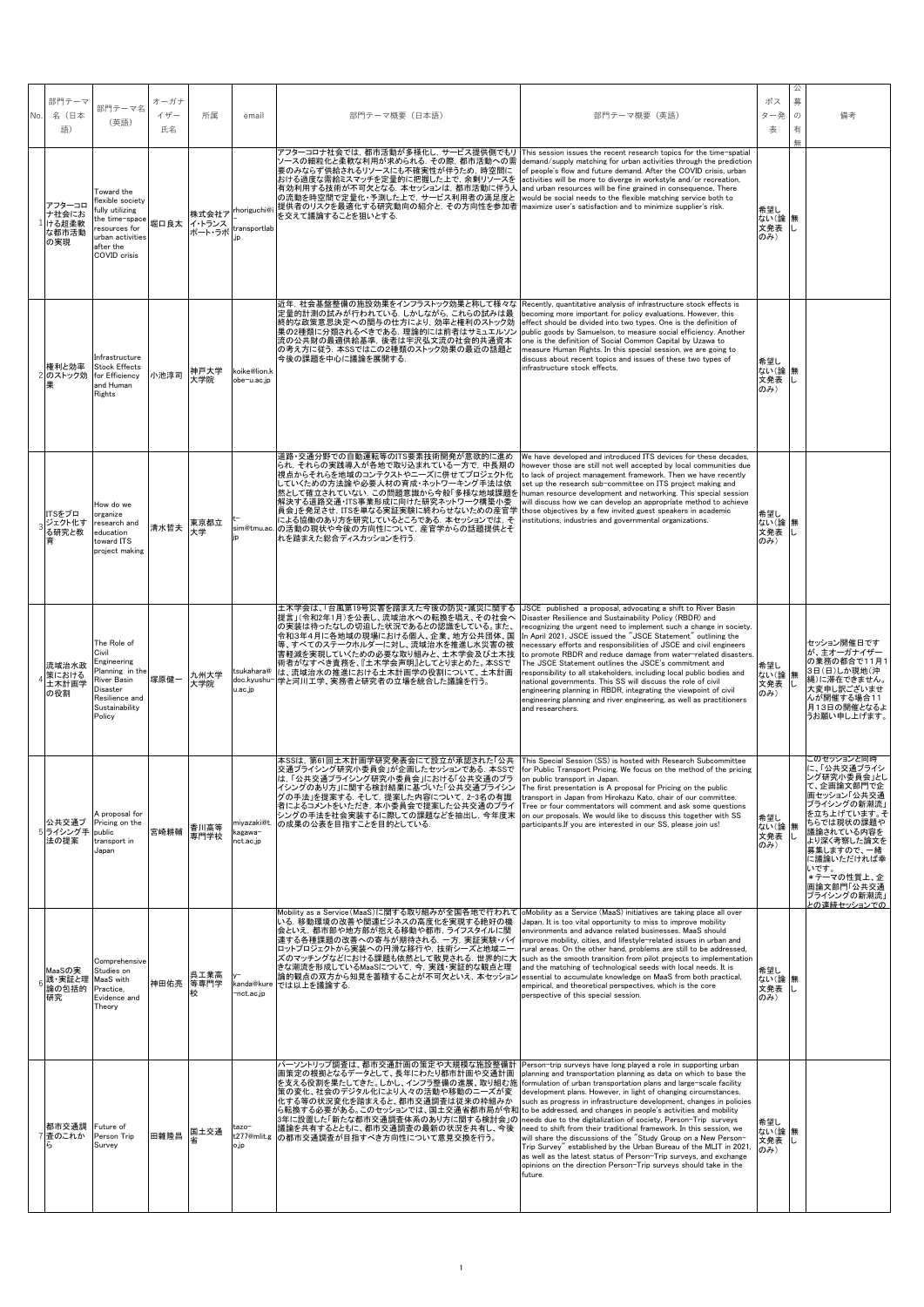| No. | 部門テーマ名（日本語） | 部門テーマ名（英語） | オーガナイザー氏名 | 所属 | email | 部門テーマ概要（日本語） | 部門テーマ概要（英語） | ポスター発表 | 公募の有無 | 備考 |
|---|---|---|---|---|---|---|---|---|---|---|
| 1 | アフターコロナ社会における超柔軟な都市活動の実現 | Toward the flexible society fully utilizing the time-space resources for urban activities after the COVID crisis | 堀口良太 | 株式会社アイ・トランスポート・ラボ | rhoriguchi@i-transportlab.jp | アフターコロナ社会では，都市活動が多様化し，サービス提供側でもリソースの細粒化と柔軟な利用が求められる．その際，都市活動への需要のみならず供給されるリソースにも不確実性が伴うため，時空間における適度な需給ミスマッチを定量的に把握した上で，余剰リソースを有効利用する技術が不可欠となる．本セッションは，都市活動に伴う人の流動を時空間で定量化・予測した上で，サービス利用者の満足度と提供者のリスクを最適化する研究動向の紹介と，その方向性を参加者を交えて議論することを狙いとする． | This session issues the recent research topics for the time-spatial demand/supply matching for urban activities through the prediction of people's flow and future demand. After the COVID crisis, urban activities will be more to diverge in workstyle and/or recreation, and urban resources will be fine grained in consequence. There would be social needs to the flexible matching service both to maximize user's satisfaction and to minimize supplier's risk. | 希望しない（論文発表のみ） | 無し | |
| 2 | 権利と効率のストック効果 | Infrastructure Stock Effects for Efficiency and Human Rights | 小池淳司 | 神戸大学大学院 | koike@lion.kobe-u.ac.jp | 近年，社会基盤整備の施設効果をインフラストック効果と称して様々な定量的計測の試みが行われている．しかしながら，これらの試みは最終的な政策意思決定への関与の仕方により，効率と権利のストック効果の2種類に分類されるべきである．理論的には前者はサミュエルソン流の公共財の最適供給基準，後者は宇沢弘文流の社会的共通資本の考え方に従う．本SSではこの2種類のストック効果の最近の話題と今後の課題を中心に議論を展開する． | Recently, quantitative analysis of infrastructure stock effects is becoming more important for policy evaluations. However, this effect should be divided into two types. One is the definition of public goods by Samuelson, to measure social efficiency. Another one is the definition of Social Common Capital by Uzawa to measure Human Rights. In this special session, we are going to discuss about recent topics and issues of these two types of infrastructure stock effects. | 希望しない（論文発表のみ） | 無し | |
| 3 | ITSをプロジェクト化する研究と教育 | How do we organize research and education toward ITS project making | 清水哲夫 | 東京都立大学 | t-sim@tmu.ac.jp | 道路・交通分野での自動運転等のITS要素技術開発が意欲的に進められ，それらの実践導入が各地で取り込まれている一方で，中長期の視点からそれらを地域のコンテクストやニーズに併せてプロジェクト化していくための方法論や必要人材の育成・ネットワーキング手法は依然として確立されていない．この問題意識から今般「多様な地域課題を解決する道路交通・ITS事業形成に向けた研究ネットワーク構築小委員会」を発足させ，ITSを単なる実証実験に終わらせないための産官学による協働のあり方を研究しているところである．本セッションでは，その活動の現状や今後の方向性について，産官学からの話題提供とそれを踏まえた総合ディスカッションを行う． | We have developed and introduced ITS devices for these decades, however those are still not well accept by local communities due to lack of project management framework. Then we have recently set up the research sub-committee on ITS project making and human resource development and networking. This special session will discuss how we can develop an appropriate method to achieve those objectives by a few invited guest speakers in academic institutions, industries and governmental organizations. | 希望しない（論文発表のみ） | 無し | |
| 4 | 流域治水政策における土木計画の役割 | The Role of Civil Engineering Planning in the River Basin Disaster Resilience and Sustainability Policy | 塚原健一 | 九州大学大学院 | tsukahara@doc.kyushu-u.ac.jp | 土木学会は，「台風第19号災害を踏まえた今後の防災・減災に関する提言」（令和2年1月）を公表し，流域治水への転換を提唱し，その社会への実装は待ったなしの切迫した状況であるとの認識をしている。また、令和3年4月に各地域の現場における個人、企業、地方公共団体、国等、すべてのステークホルダーに対し、流域治水を推進し水災害の被害軽減を実現していくための必要な取り組みと、土木学会及び土木技術者がなすべき責務を、『土木学会声明』としてとりまとめた。本SSでは、流域治水の推進における土木計画学の役割について、土木計画学と河川工学、実務者と研究者の立場を統合した議論を行う。 | JSCE published a proposal, advocating a shift to River Basin Disaster Resilience and Sustainability Policy (RBDR) and recognizing the urgent need to implement such a change in society. In April 2021, JSCE issued the "JSCE Statement" outlining the necessary efforts and responsibilities of JSCE and civil engineers to promote RBDR and reduce damage from water-related disasters. The JSCE Statement outlines the JSCE's commitment and responsibility to all stakeholders, including local public bodies and national governments. This SS will discuss the role of civil engineering planning in RBDR, integrating the viewpoint of civil engineering planning and river engineering, as well as practitioners and researchers. | 希望しない（論文発表のみ） | 無し | セッション開催日ですが、主オーガナイザーの業務の都合で11月13日（日）しか現地（沖縄）に滞在できません。大変申し訳ございませんが開催する場合11月13日の開催となるようお願い申し上げます。 |
| 5 | 公共交通プライシング手法の提案 | A proposal for Pricing on the public transport in Japan | 宮崎耕輔 | 香川高等専門学校 | miyazaki@t.kagawa-nct.ac.jp | 本SSは，第61回土木計画学研究発表会にて設立が承認された「公共交通プライシング研究小委員会」が企画したセッションである．本SSでは，「公共交通プライシング研究小委員会」における「公共交通のプライシングのあり方」に関する検討結果に基づいた「公共交通プライシングの手法」を提案する．そして，提案した内容について，2-3名の有識者によるコメントをいただき，本小委員会で提案した公共交通のプライシングの手法を社会実装するに際しての課題などを抽出し，今年度末の成果の公表を目指すことを目的としている． | This Special Session (SS) is hosted with Research Subcommittee for Public Transport Pricing. We focus on the method of the pricing on public transport in Japan. The first presentation is A proposal for Pricing on the public transport in Japan from Hirokazu Kato, chair of our committee. Tree or four commentators will comment and ask some questions on our proposals. We would like to discuss this together with SS participants.If you are interested in our SS, please join us! | 希望しない（論文発表のみ） | 無し | このセッションと同時に，「公共交通プライシング研究小委員会」として，企画論文部門で企画セッション「公共交通プライシングの新潮流」を立ち上げています。そちらでは現状の課題や議論されている内容をより深く考察した論文を募集しますので，一緒に議論いただければ幸いです。＊テーマの性質上、企画論文部門「公共交通プライシングの新潮流」との連続セッションでの |
| 6 | MaaSの実践・実証と理論の包括的研究 | Comprehensive Studies on MaaS with Practice, Evidence and Theory | 神田佑亮 | 呉工業高等専門学校 | y-kanda@kure-nct.ac.jp | Mobility as a Service（MaaS）に関する取り組みが全国各地で行われている．移動環境の改善や関連ビジネスの高度化を実現する絶好の機会といえ，都市部や地方部が抱える移動や都市，ライフスタイルに関連する各種課題の改善への寄与が期待される．一方，実証実験・パイロットプロジェクトから実装への円滑な移行や，技術シーズと地域ニーズのマッチングなどにおける課題も依然として散見される．世界的に大きな潮流を形成しているMaaSについて，今，実践・実証的な観点と理論的観点の双方から知見を蓄積することが不可欠といえ，本セッションでは以上を議論する． | oMobility as a Service (MaaS) initiatives are taking place all over Japan. It is too vital opportunity to miss to improve mobility environments and advance related businesses. MaaS should improve mobility, cities, and lifestyle-related issues in urban and rural areas. On the other hand, problems are still to be addressed, such as the smooth transition from pilot projects to implementation and the matching of technological seeds with local needs. It is essential to accumulate knowledge on MaaS from both practical, empirical, and theoretical perspectives, which is the core perspective of this special session. | 希望しない（論文発表のみ） | 無し | |
| 7 | 都市交通調査のこれから | Future of Person Trip Survey | 田雜隆昌 | 国土交通省 | tazo-t277@mlit.go.jp | パーソントリップ調査は，都市交通計画の策定や大規模な施設整備計画策定の根拠となるデータとして，長年にわたり都市計画や交通計画を支える役割を果たしてきた．しかし，インフラ整備の進展，取り組む施策の変化，社会のデジタル化により人々の活動や移動のニーズが変化する等の状況変化を踏まえると，都市交通調査は従来の枠組みから転換する必要がある。このセッションでは，国土交通省都市局が令和3年に設置した「新たな都市交通調査体系のあり方に関する検討会」の議論を共有するとともに，都市交通調査の最新の状況を共有し，今後の都市交通調査が目指すべき方向性について意見交換を行う。 | Person-trip surveys have long played a role in supporting urban planning and transportation planning as data on which to base the formulation of urban transportation plans and large-scale facility development plans. However, in light of changing circumstances, such as progress in infrastructure development, changes in policies to be addressed, and changes in people's activities and mobility needs due to the digitalization of society, Person-Trip surveys need to shift from their traditional framework. In this session, we will share the discussions of the "Study Group on a New Person-Trip Survey" established by the Urban Bureau of the MLIT in 2021, as well as the latest status of Person-Trip surveys, and exchange opinions on the direction Person-Trip surveys should take in the future. | 希望しない（論文発表のみ） | 無し | |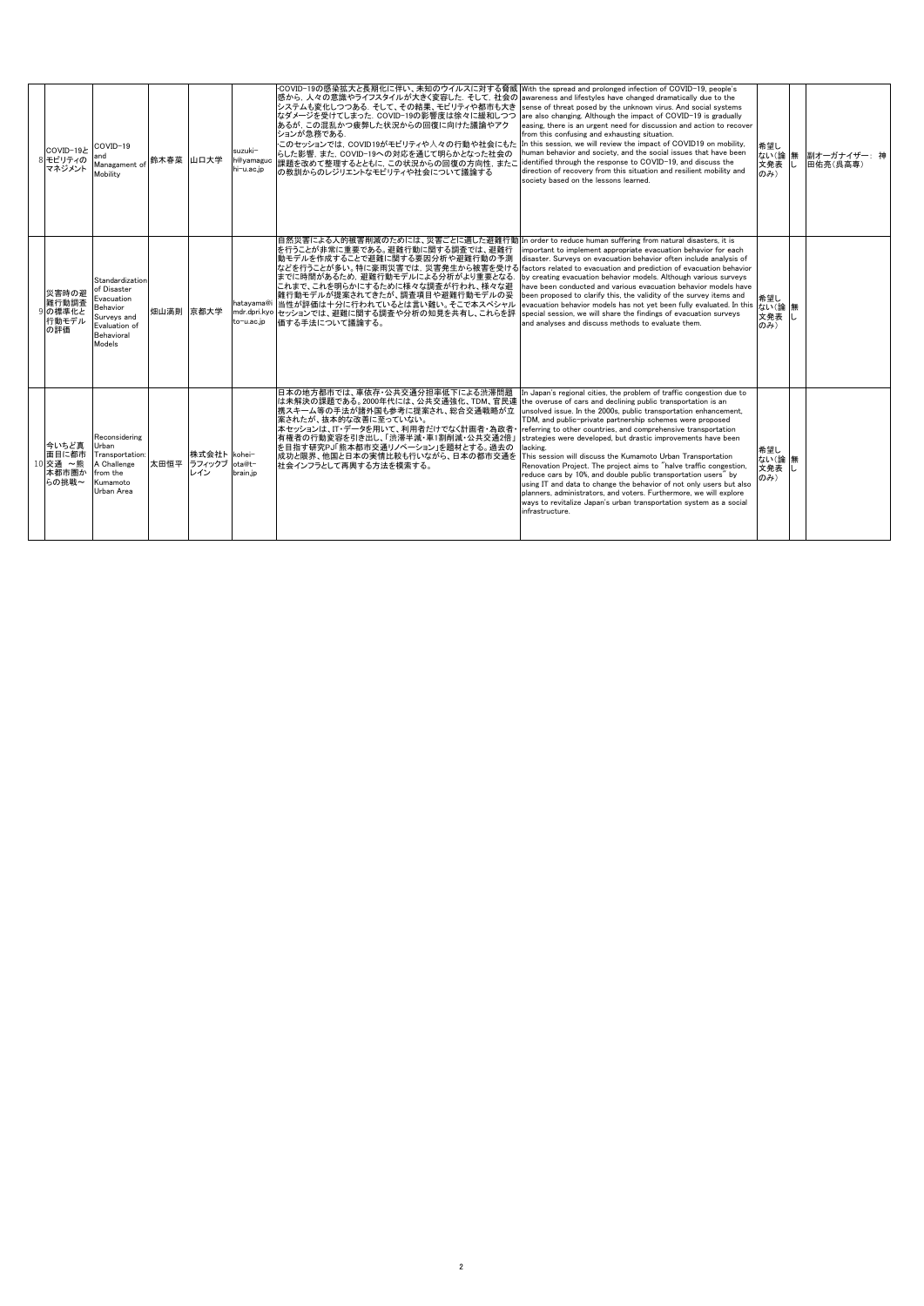| | | | | | | | | | | |
|---|---|---|---|---|---|---|---|---|---|---|
| 8 | COVID-19とモビリティのマネジメント | COVID-19 and Managament of Mobility | 鈴木春菜 | 山口大学 | suzuki-h@yamaguchi-u.ac.jp | ・COVID-19の感染拡大と長期化に伴い、未知のウイルスに対する脅威感から、人々の意識やライフスタイルが大きく変容した。そして、社会のシステムも変化しつつある。そして、その結果、モビリティや都市も大きなダメージを受けてしまった。COVID-19の影響度は徐々に緩和しつつあるが、この混乱かつ疲弊した状況からの回復に向けた議論やアクションが急務である。<br>・このセッションでは、COVID19がモビリティや人々の行動や社会にもたらした影響、また、COVID-19への対応を通じて明らかとなった社会の課題を改めて整理するとともに、この状況からの回復の方向性、またこの教訓からのレジリエントなモビリティや社会について議論する | With the spread and prolonged infection of COVID-19, people's awareness and lifestyles have changed dramatically due to the sense of threat posed by the unknown virus. And social systems are also changing. Although the impact of COVID-19 is gradually easing, there is an urgent need for discussion and action to recover from this confusing and exhausting situation.<br>In this session, we will review the impact of COVID19 on mobility, human behavior and society, and the social issues that have been identified through the response to COVID-19, and discuss the direction of recovery from this situation and resilient mobility and society based on the lessons learned. | 希望しない(論文発表のみ) | 無し | 副オーガナイザー：神田佑亮(呉高専) |
| 9 | 災害時の避難行動調査の標準化と行動モデルの評価 | Standardization of Disaster Evacuation Behavior Surveys and Evaluation of Behavioral Models | 畑山満則 | 京都大学 | hatayama@imdr.dpri.kyoto-u.ac.jp | 自然災害による人的被害削減のためには、災害ごとに適した避難行動を行うことが非常に重要である。避難行動に関する調査では、避難行動モデルを作成することで避難に関する要因分析や避難行動の予測などを行うことが多い。特に豪雨災害では、災害発生から被害を受けるまでに時間があるため、避難行動モデルによる分析がより重要となる。これまで、これを明らかにするために様々な調査が行われ、様々な避難行動モデルが提案されてきたが、調査項目や避難行動モデルの妥当性が評価は十分に行われているとは言い難い。そこで本スペシャルセッションでは、避難に関する調査や分析の知見を共有し、これらを評価する手法について議論する。 | In order to reduce human suffering from natural disasters, it is important to implement appropriate evacuation behavior for each disaster. Surveys on evacuation behavior often include analysis of factors related to evacuation and prediction of evacuation behavior by creating evacuation behavior models. Although various surveys have been conducted and various evacuation behavior models have been proposed to clarify this, the validity of the survey items and evacuation behavior models has not yet been fully evaluated. In this special session, we will share the findings of evacuation surveys and analyses and discuss methods to evaluate them. | 希望しない(論文発表のみ) | 無し | |
| 10 | 今いちど真面目に都市交通 ～熊本都市圏からの挑戦～ | Reconsidering Urban Transportation: A Challenge from the Kumamoto Urban Area | 太田恒平 | 株式会社トラフィックブレイン | kohei-ota@t-brain.jp | 日本の地方都市では、車依存・公共交通分担率低下による渋滞問題は未解決の課題である。2000年代には、公共交通強化、TDM、官民連携スキーム等の手法が諸外国も参考に提案され、総合交通戦略が立案されたが、抜本的な改善に至っていない。<br>本セッションは、IT・データを用いて、利用者だけでなく計画者・為政者・有権者の行動変容を引き出し、「渋滞半減・車1割削減・公共交通2倍」を目指す研究PJ「熊本都市交通リノベーション」を題材とする。過去の成功と限界、他国と日本の実情比較も行いながら、日本の都市交通を社会インフラとして再興する方法を模索する。 | In Japan's regional cities, the problem of traffic congestion due to the overuse of cars and declining public transportation is an unsolved issue. In the 2000s, public transportation enhancement, TDM, and public-private partnership schemes were proposed referring to other countries, and comprehensive transportation strategies were developed, but drastic improvements have been lacking.<br>This session will discuss the Kumamoto Urban Transportation Renovation Project. The project aims to "halve traffic congestion, reduce cars by 10%, and double public transportation users" by using IT and data to change the behavior of not only users but also planners, administrators, and voters. Furthermore, we will explore ways to revitalize Japan's urban transportation system as a social infrastructure. | 希望しない(論文発表のみ) | 無し | |